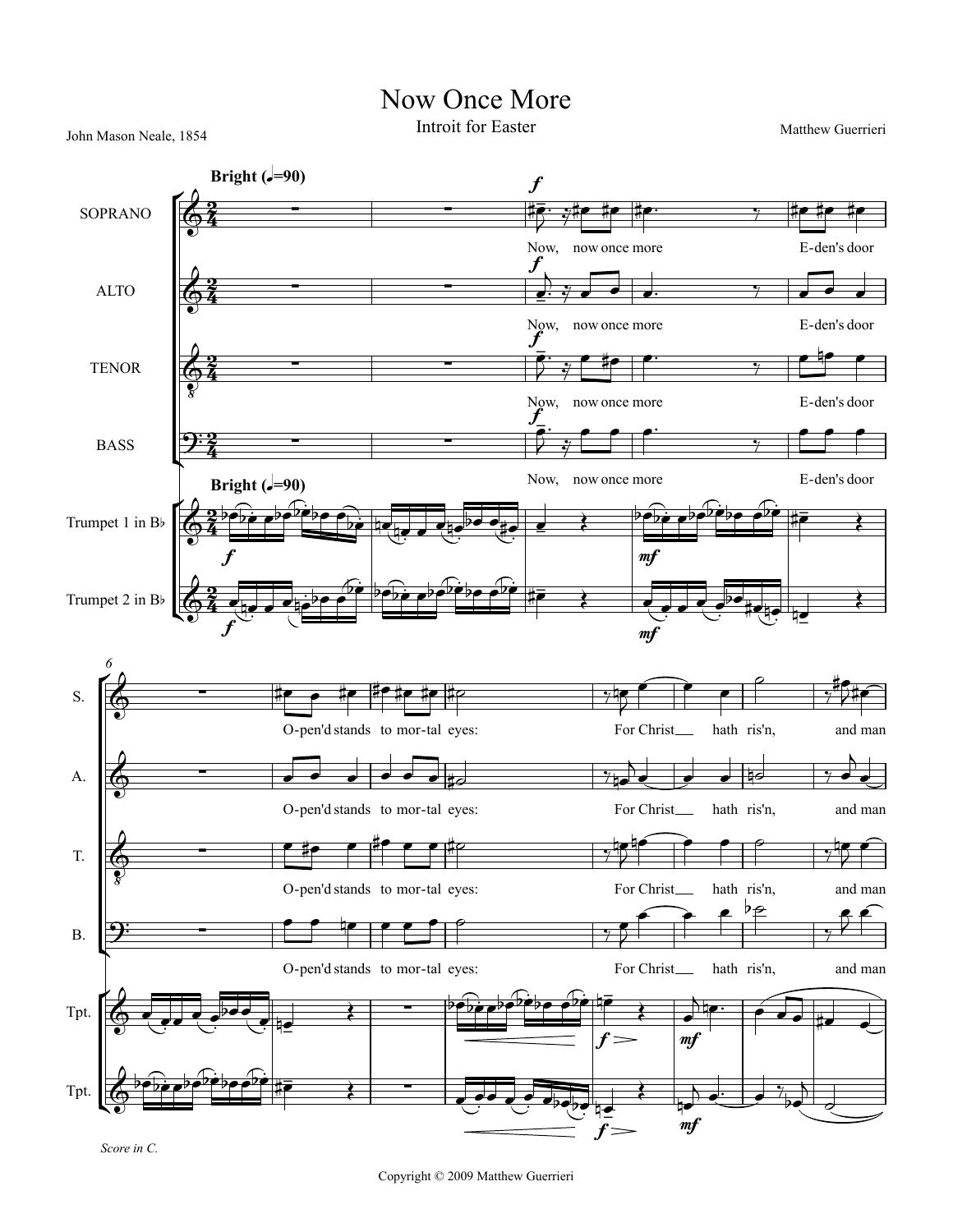# Now Once More

Introit for Easter

John Mason Neale, 1854

Matthew Guerrieri

**Bright (♩=90)**

SOPRANO

ALTO

TENOR

BASS

Now, now once more E-den's door

O-pen'd stands to mor-tal eyes:

For Christ hath ris'n, and man

Trumpet 1 in B♭

Trumpet 2 in B♭

*Score in C.*

Copyright © 2009 Matthew Guerrieri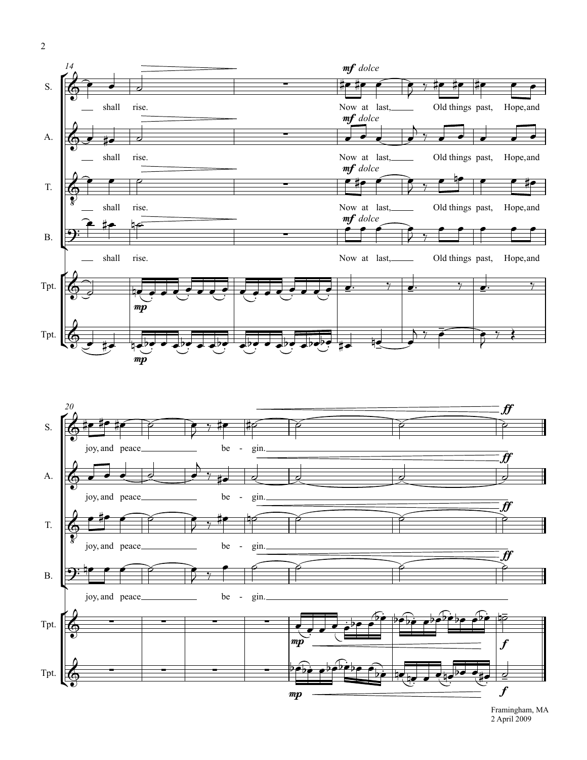shall rise.

Now at last, Old things past, Hope, and

joy, and peace be - gin.

Framingham, MA
2 April 2009